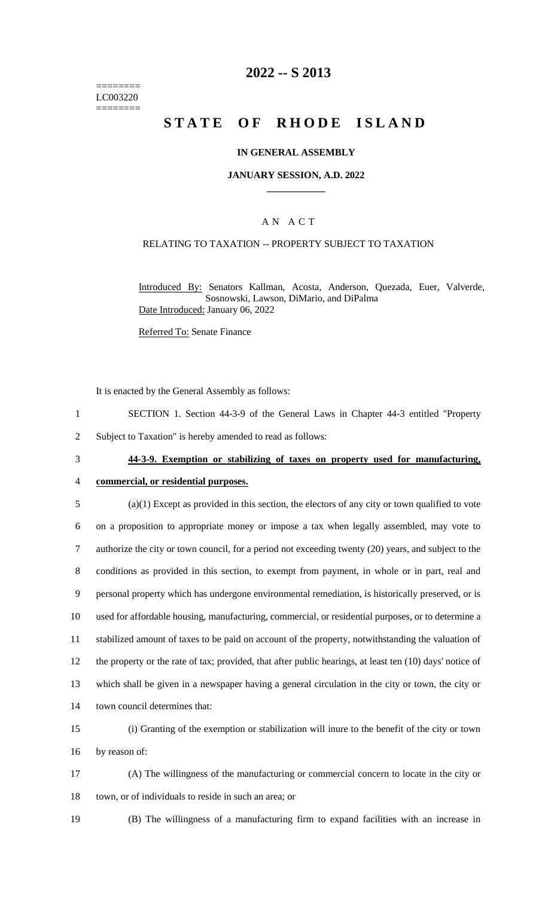========
LC003220
========

# 2022 -- S 2013

# STATE OF RHODE ISLAND

**IN GENERAL ASSEMBLY**

**JANUARY SESSION, A.D. 2022**

____________

A N A C T

RELATING TO TAXATION -- PROPERTY SUBJECT TO TAXATION

Introduced By: Senators Kallman, Acosta, Anderson, Quezada, Euer, Valverde, Sosnowski, Lawson, DiMario, and DiPalma

Date Introduced: January 06, 2022

Referred To: Senate Finance

It is enacted by the General Assembly as follows:

1 SECTION 1. Section 44-3-9 of the General Laws in Chapter 44-3 entitled "Property
2 Subject to Taxation" is hereby amended to read as follows:

3 **44-3-9. Exemption or stabilizing of taxes on property used for manufacturing,**
4 **commercial, or residential purposes.**

5 (a)(1) Except as provided in this section, the electors of any city or town qualified to vote
6 on a proposition to appropriate money or impose a tax when legally assembled, may vote to
7 authorize the city or town council, for a period not exceeding twenty (20) years, and subject to the
8 conditions as provided in this section, to exempt from payment, in whole or in part, real and
9 personal property which has undergone environmental remediation, is historically preserved, or is
10 used for affordable housing, manufacturing, commercial, or residential purposes, or to determine a
11 stabilized amount of taxes to be paid on account of the property, notwithstanding the valuation of
12 the property or the rate of tax; provided, that after public hearings, at least ten (10) days' notice of
13 which shall be given in a newspaper having a general circulation in the city or town, the city or
14 town council determines that:

15 (i) Granting of the exemption or stabilization will inure to the benefit of the city or town
16 by reason of:

17 (A) The willingness of the manufacturing or commercial concern to locate in the city or
18 town, or of individuals to reside in such an area; or

19 (B) The willingness of a manufacturing firm to expand facilities with an increase in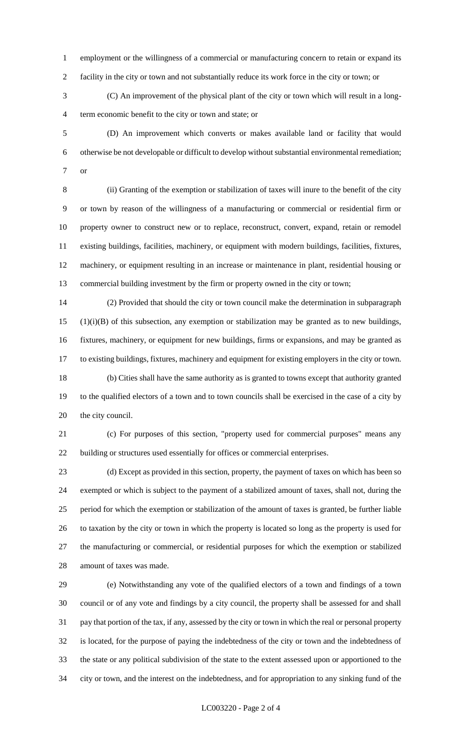employment or the willingness of a commercial or manufacturing concern to retain or expand its facility in the city or town and not substantially reduce its work force in the city or town; or

(C) An improvement of the physical plant of the city or town which will result in a long-term economic benefit to the city or town and state; or

(D) An improvement which converts or makes available land or facility that would otherwise be not developable or difficult to develop without substantial environmental remediation; or

(ii) Granting of the exemption or stabilization of taxes will inure to the benefit of the city or town by reason of the willingness of a manufacturing or commercial or residential firm or property owner to construct new or to replace, reconstruct, convert, expand, retain or remodel existing buildings, facilities, machinery, or equipment with modern buildings, facilities, fixtures, machinery, or equipment resulting in an increase or maintenance in plant, residential housing or commercial building investment by the firm or property owned in the city or town;

(2) Provided that should the city or town council make the determination in subparagraph (1)(i)(B) of this subsection, any exemption or stabilization may be granted as to new buildings, fixtures, machinery, or equipment for new buildings, firms or expansions, and may be granted as to existing buildings, fixtures, machinery and equipment for existing employers in the city or town.

(b) Cities shall have the same authority as is granted to towns except that authority granted to the qualified electors of a town and to town councils shall be exercised in the case of a city by the city council.

(c) For purposes of this section, "property used for commercial purposes" means any building or structures used essentially for offices or commercial enterprises.

(d) Except as provided in this section, property, the payment of taxes on which has been so exempted or which is subject to the payment of a stabilized amount of taxes, shall not, during the period for which the exemption or stabilization of the amount of taxes is granted, be further liable to taxation by the city or town in which the property is located so long as the property is used for the manufacturing or commercial, or residential purposes for which the exemption or stabilized amount of taxes was made.

(e) Notwithstanding any vote of the qualified electors of a town and findings of a town council or of any vote and findings by a city council, the property shall be assessed for and shall pay that portion of the tax, if any, assessed by the city or town in which the real or personal property is located, for the purpose of paying the indebtedness of the city or town and the indebtedness of the state or any political subdivision of the state to the extent assessed upon or apportioned to the city or town, and the interest on the indebtedness, and for appropriation to any sinking fund of the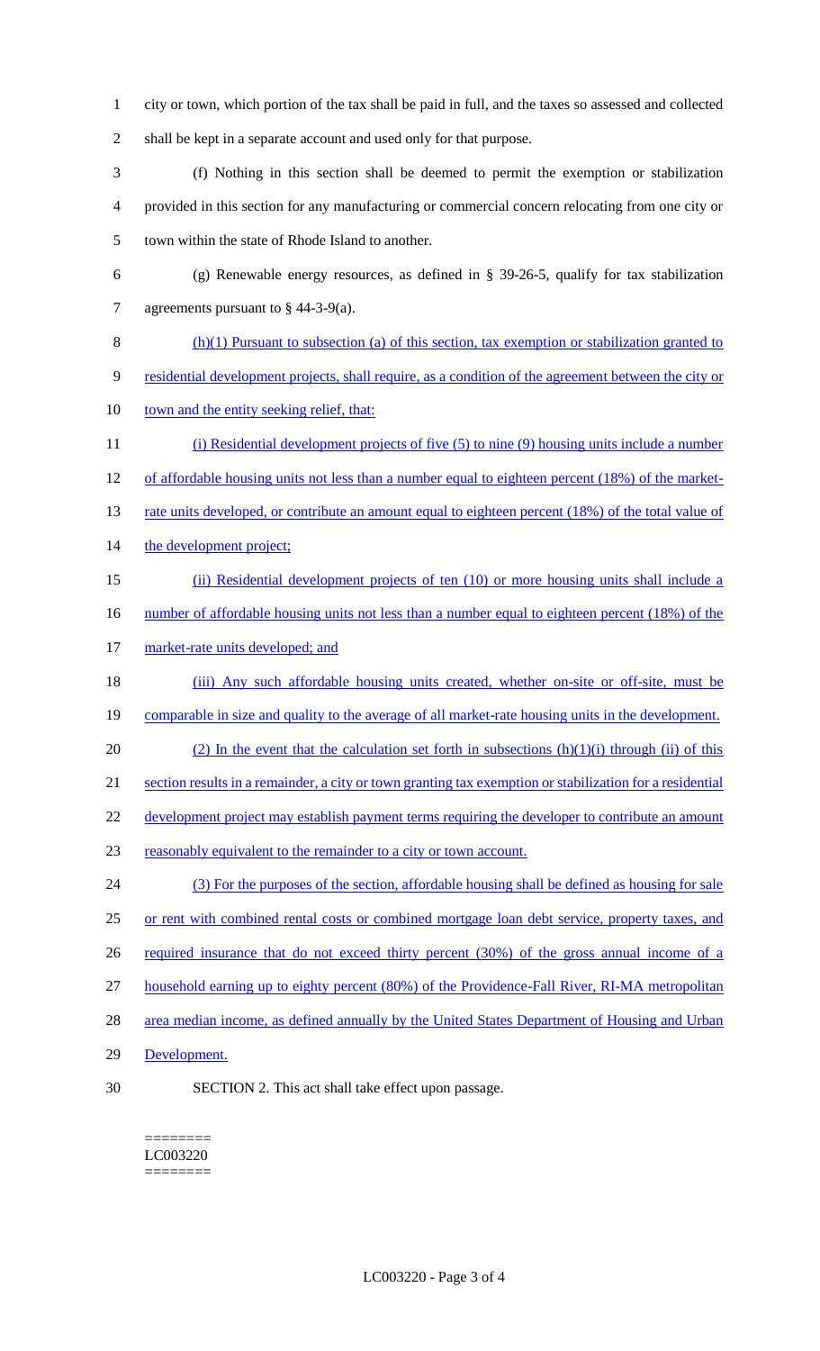city or town, which portion of the tax shall be paid in full, and the taxes so assessed and collected shall be kept in a separate account and used only for that purpose.

(f) Nothing in this section shall be deemed to permit the exemption or stabilization provided in this section for any manufacturing or commercial concern relocating from one city or town within the state of Rhode Island to another.

(g) Renewable energy resources, as defined in § 39-26-5, qualify for tax stabilization agreements pursuant to § 44-3-9(a).

(h)(1) Pursuant to subsection (a) of this section, tax exemption or stabilization granted to residential development projects, shall require, as a condition of the agreement between the city or town and the entity seeking relief, that:

(i) Residential development projects of five (5) to nine (9) housing units include a number of affordable housing units not less than a number equal to eighteen percent (18%) of the market-rate units developed, or contribute an amount equal to eighteen percent (18%) of the total value of the development project;

(ii) Residential development projects of ten (10) or more housing units shall include a number of affordable housing units not less than a number equal to eighteen percent (18%) of the market-rate units developed; and

(iii) Any such affordable housing units created, whether on-site or off-site, must be comparable in size and quality to the average of all market-rate housing units in the development.

(2) In the event that the calculation set forth in subsections (h)(1)(i) through (ii) of this section results in a remainder, a city or town granting tax exemption or stabilization for a residential development project may establish payment terms requiring the developer to contribute an amount reasonably equivalent to the remainder to a city or town account.

(3) For the purposes of the section, affordable housing shall be defined as housing for sale or rent with combined rental costs or combined mortgage loan debt service, property taxes, and required insurance that do not exceed thirty percent (30%) of the gross annual income of a household earning up to eighty percent (80%) of the Providence-Fall River, RI-MA metropolitan area median income, as defined annually by the United States Department of Housing and Urban Development.

SECTION 2. This act shall take effect upon passage.

========
LC003220
========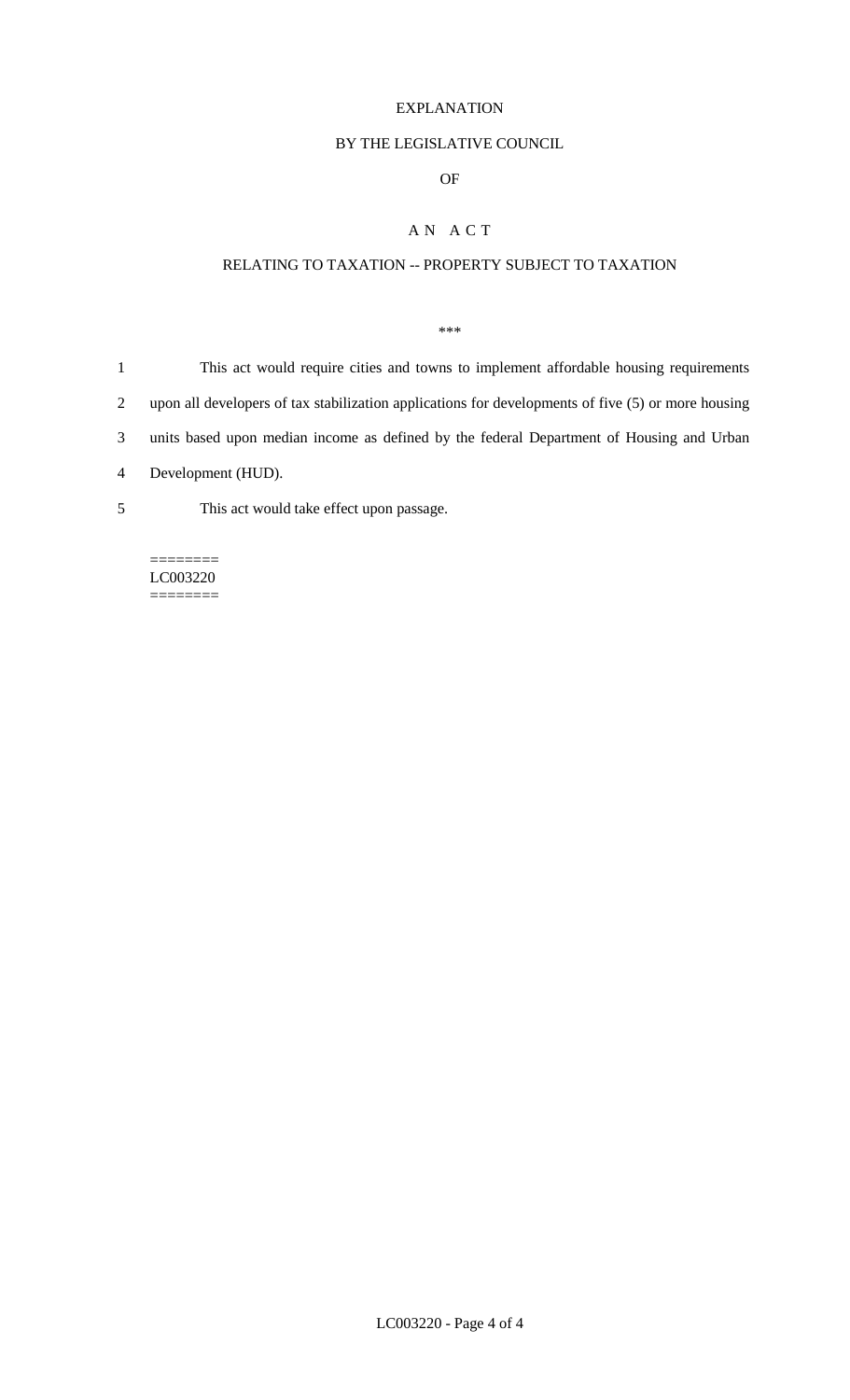EXPLANATION

BY THE LEGISLATIVE COUNCIL

OF

A N A C T

RELATING TO TAXATION -- PROPERTY SUBJECT TO TAXATION

\*\*\*

This act would require cities and towns to implement affordable housing requirements upon all developers of tax stabilization applications for developments of five (5) or more housing units based upon median income as defined by the federal Department of Housing and Urban Development (HUD).

This act would take effect upon passage.

========
LC003220
========